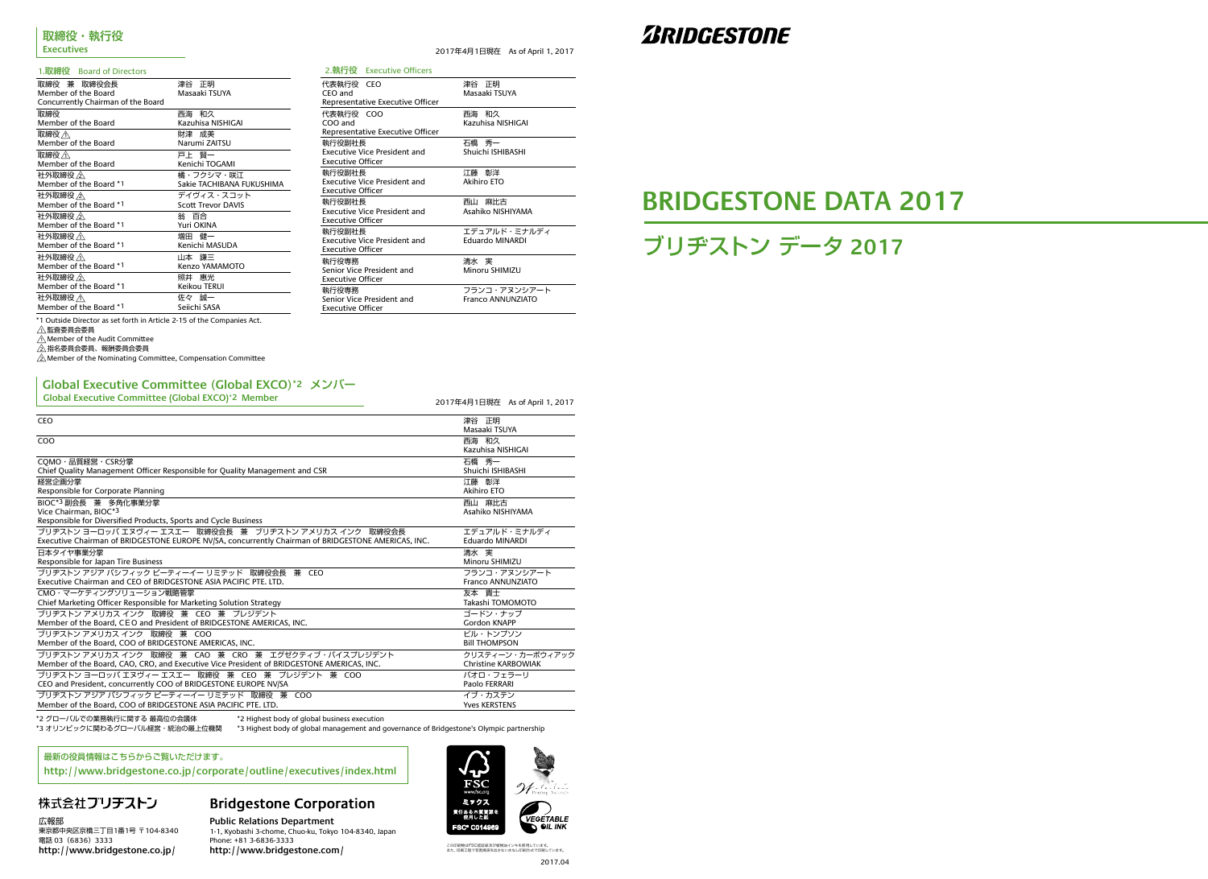# BRIDGESTONE

# BRIDGESTONE DATA 2017

# ブリヂストン データ 2017

## 取締役・執行役
**Executives**

2017年4月1日現在　As of April 1, 2017

### 1.取締役　Board of Directors

| | |
|---|---|
| 取締役　兼　取締役会長<br>Member of the Board<br>Concurrently Chairman of the Board | 津谷　正明<br>Masaaki TSUYA |
| 取締役<br>Member of the Board | 西海　和久<br>Kazuhisa NISHIGAI |
| 取締役 ⚠<br>Member of the Board | 財津　成美<br>Narumi ZAITSU |
| 取締役 ⚠<br>Member of the Board | 戸上　賢一<br>Kenichi TOGAMI |
| 社外取締役 ⚠<br>Member of the Board *1 | 橘・フクシマ・咲江<br>Sakie TACHIBANA FUKUSHIMA |
| 社外取締役 ⚠<br>Member of the Board *1 | デイヴィス・スコット<br>Scott Trevor DAVIS |
| 社外取締役 ⚠<br>Member of the Board *1 | 翁　百合<br>Yuri OKINA |
| 社外取締役 ⚠<br>Member of the Board *1 | 増田　健一<br>Kenichi MASUDA |
| 社外取締役 ⚠<br>Member of the Board *1 | 山本　謙三<br>Kenzo YAMAMOTO |
| 社外取締役 ⚠<br>Member of the Board *1 | 照井　惠光<br>Keikou TERUI |
| 社外取締役 ⚠<br>Member of the Board *1 | 佐々　誠一<br>Seiichi SASA |

*1 Outside Director as set forth in Article 2-15 of the Companies Act.

⚠ 監査委員会委員
⚠ Member of the Audit Committee
⚠ 指名委員会委員、報酬委員会委員
⚠ Member of the Nominating Committee, Compensation Committee

### 2.執行役　Executive Officers

| | |
|---|---|
| 代表執行役　CEO<br>CEO and<br>Representative Executive Officer | 津谷　正明<br>Masaaki TSUYA |
| 代表執行役　COO<br>COO and<br>Representative Executive Officer | 西海　和久<br>Kazuhisa NISHIGAI |
| 執行役副社長<br>Executive Vice President and<br>Executive Officer | 石橋　秀一<br>Shuichi ISHIBASHI |
| 執行役副社長<br>Executive Vice President and<br>Executive Officer | 江藤　彰洋<br>Akihiro ETO |
| 執行役副社長<br>Executive Vice President and<br>Executive Officer | 西山　麻比古<br>Asahiko NISHIYAMA |
| 執行役副社長<br>Executive Vice President and<br>Executive Officer | エデュアルド・ミナルディ<br>Eduardo MINARDI |
| 執行役専務<br>Senior Vice President and<br>Executive Officer | 清水　実<br>Minoru SHIMIZU |
| 執行役専務<br>Senior Vice President and<br>Executive Officer | フランコ・アヌンシアート<br>Franco ANNUNZIATO |

## Global Executive Committee（Global EXCO）*2　メンバー
**Global Executive Committee (Global EXCO)*2 Member**

2017年4月1日現在　As of April 1, 2017

| | |
|---|---|
| CEO | 津谷　正明<br>Masaaki TSUYA |
| COO | 西海　和久<br>Kazuhisa NISHIGAI |
| CQMO・品質経営・CSR分掌<br>Chief Quality Management Officer Responsible for Quality Management and CSR | 石橋　秀一<br>Shuichi ISHIBASHI |
| 経営企画分掌<br>Responsible for Corporate Planning | 江藤　彰洋<br>Akihiro ETO |
| BIOC*3 副会長　兼　多角化事業分掌<br>Vice Chairman, BIOC*3<br>Responsible for Diversified Products, Sports and Cycle Business | 西山　麻比古<br>Asahiko NISHIYAMA |
| ブリヂストン ヨーロッパ エヌヴィー エスエー　取締役会長　兼　ブリヂストン アメリカス インク　取締役会長<br>Executive Chairman of BRIDGESTONE EUROPE NV/SA, concurrently Chairman of BRIDGESTONE AMERICAS, INC. | エデュアルド・ミナルディ<br>Eduardo MINARDI |
| 日本タイヤ事業分掌<br>Responsible for Japan Tire Business | 清水　実<br>Minoru SHIMIZU |
| ブリヂストン アジア パシフィック ピーティーイー リミテッド　取締役会長　兼　CEO<br>Executive Chairman and CEO of BRIDGESTONE ASIA PACIFIC PTE. LTD. | フランコ・アヌンシアート<br>Franco ANNUNZIATO |
| CMO・マーケティングソリューション戦略管掌<br>Chief Marketing Officer Responsible for Marketing Solution Strategy | 友本　貴士<br>Takashi TOMOMOTO |
| ブリヂストン アメリカス インク　取締役　兼　CEO　兼　プレジデント<br>Member of the Board, CEO and President of BRIDGESTONE AMERICAS, INC. | ゴードン・ナップ<br>Gordon KNAPP |
| ブリヂストン アメリカス インク　取締役　兼　COO<br>Member of the Board, COO of BRIDGESTONE AMERICAS, INC. | ビル・トンプソン<br>Bill THOMPSON |
| ブリヂストン アメリカス インク　取締役　兼　CAO　兼　CRO　兼　エグゼクティブ・バイスプレジデント<br>Member of the Board, CAO, CRO, and Executive Vice President of BRIDGESTONE AMERICAS, INC. | クリスティーン・カーボウィアック<br>Christine KARBOWIAK |
| ブリヂストン ヨーロッパ エヌヴィー エスエー　取締役　兼　CEO　兼　プレジデント　兼　COO<br>CEO and President, concurrently COO of BRIDGESTONE EUROPE NV/SA | パオロ・フェラーリ<br>Paolo FERRARI |
| ブリヂストン アジア パシフィック ピーティーイー リミテッド　取締役　兼　COO<br>Member of the Board, COO of BRIDGESTONE ASIA PACIFIC PTE. LTD. | イブ・カステン<br>Yves KERSTENS |

*2 グローバルでの業務執行に関する 最高位の会議体　　*2 Highest body of global business execution
*3 オリンピックに関わるグローバル経営・統治の最上位機関　　*3 Highest body of global management and governance of Bridgestone's Olympic partnership

最新の役員情報はこちらからご覧いただけます。
http://www.bridgestone.co.jp/corporate/outline/executives/index.html

**株式会社ブリヂストン**

広報部
東京都中央区京橋三丁目1番1号 〒104-8340
電話 03（6836）3333
http://www.bridgestone.co.jp/

**Bridgestone Corporation**

**Public Relations Department**
1-1, Kyobashi 3-chome, Chuo-ku, Tokyo 104-8340, Japan
Phone: +81 3-6836-3333
http://www.bridgestone.com/

FSC www.fsc.org ミックス 責任ある木質資源を使用した紙 FSC® C014969

VEGETABLE OIL INK

この印刷物はFSC認証紙及び植物油インキを使用しています。また、印刷工程で有害廃液を出さない水なし印刷方式で印刷しています。

2017.04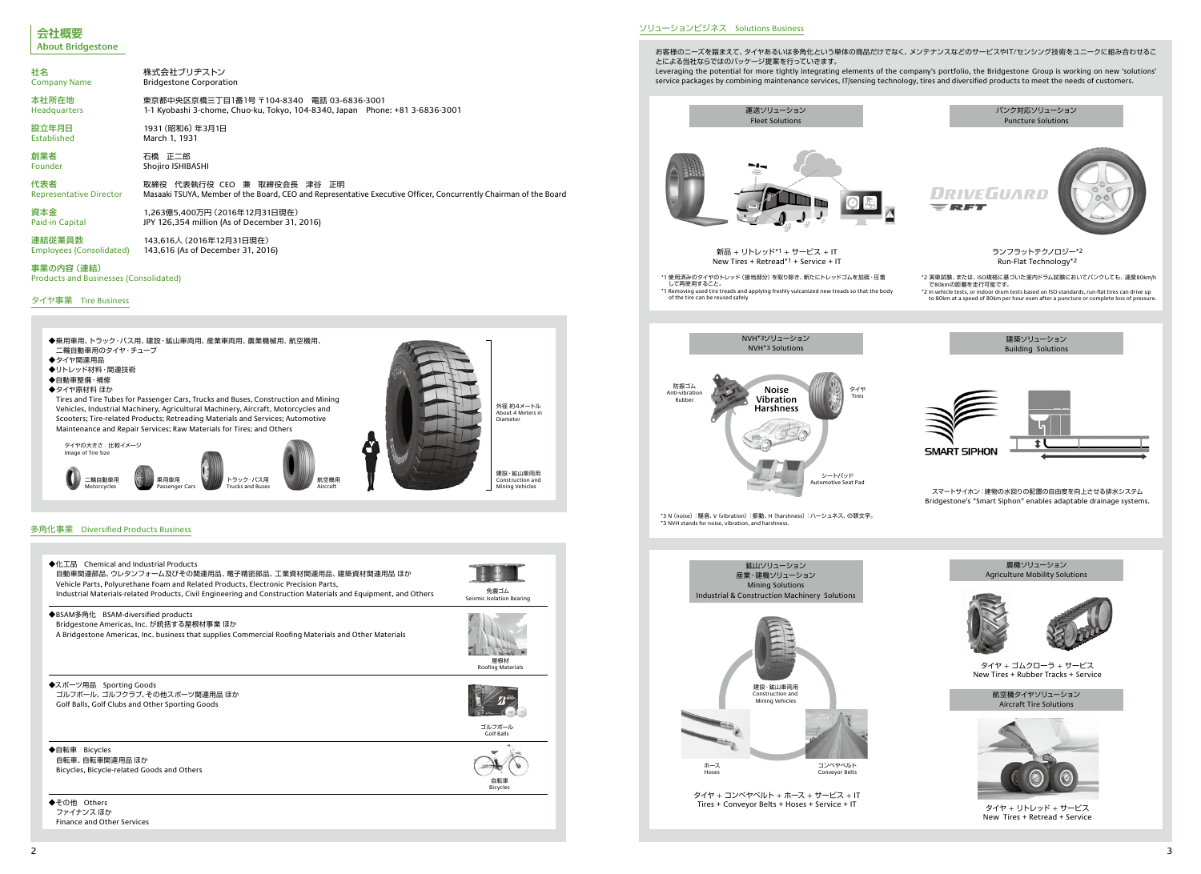# 会社概要
About Bridgestone

| | |
|---|---|
| 社名<br>Company Name | 株式会社ブリヂストン<br>Bridgestone Corporation |
| 本社所在地<br>Headquarters | 東京都中央区京橋三丁目1番1号 〒104-8340 電話 03-6836-3001<br>1-1 Kyobashi 3-chome, Chuo-ku, Tokyo, 104-8340, Japan Phone: +81 3-6836-3001 |
| 設立年月日<br>Established | 1931（昭和6）年3月1日<br>March 1, 1931 |
| 創業者<br>Founder | 石橋 正二郎<br>Shojiro ISHIBASHI |
| 代表者<br>Representative Director | 取締役 代表執行役 CEO 兼 取締役会長 津谷 正明<br>Masaaki TSUYA, Member of the Board, CEO and Representative Executive Officer, Concurrently Chairman of the Board |
| 資本金<br>Paid-in Capital | 1,263億5,400万円（2016年12月31日現在）<br>JPY 126,354 million (As of December 31, 2016) |
| 連結従業員数<br>Employees (Consolidated) | 143,616人（2016年12月31日現在）<br>143,616 (As of December 31, 2016) |

## 事業の内容（連結）
Products and Businesses (Consolidated)

### タイヤ事業 Tire Business

- ◆乗用車用、トラック・バス用、建設・鉱山車両用、産業車両用、農業機械用、航空機用、二輪自動車用のタイヤ・チューブ
- ◆タイヤ関連用品
- ◆リトレッド材料・関連技術
- ◆自動車整備・補修
- ◆タイヤ原材料 ほか

Tires and Tire Tubes for Passenger Cars, Trucks and Buses, Construction and Mining Vehicles, Industrial Machinery, Agricultural Machinery, Aircraft, Motorcycles and Scooters; Tire-related Products; Retreading Materials and Services; Automotive Maintenance and Repair Services; Raw Materials for Tires; and Others

タイヤの大きさ 比較イメージ
Image of Tire Size

二輪自動車用 Motorcycles / 乗用車用 Passenger Cars / トラック・バス用 Trucks and Buses / 航空機用 Aircraft / 建設・鉱山車両用 Construction and Mining Vehicles

外径 約4メートル
About 4 Meters in Diameter

### 多角化事業 Diversified Products Business

◆化工品 Chemical and Industrial Products
自動車関連部品、ウレタンフォーム及びその関連用品、電子精密部品、工業資材関連用品、建築資材関連用品 ほか
Vehicle Parts, Polyurethane Foam and Related Products, Electronic Precision Parts, Industrial Materials-related Products, Civil Engineering and Construction Materials and Equipment, and Others

免震ゴム
Seismic Isolation Bearing

◆BSAM多角化 BSAM-diversified products
Bridgestone Americas, Inc. が統括する屋根材事業 ほか
A Bridgestone Americas, Inc. business that supplies Commercial Roofing Materials and Other Materials

屋根材
Roofing Materials

◆スポーツ用品 Sporting Goods
ゴルフボール、ゴルフクラブ、その他スポーツ関連用品 ほか
Golf Balls, Golf Clubs and Other Sporting Goods

ゴルフボール
Golf Balls

◆自転車 Bicycles
自転車、自転車関連用品 ほか
Bicycles, Bicycle-related Goods and Others

自転車
Bicycles

◆その他 Others
ファイナンス ほか
Finance and Other Services

### ソリューションビジネス Solutions Business

お客様のニーズを踏まえて、タイヤあるいは多角化という単体の商品だけでなく、メンテナンスなどのサービスやIT/センシング技術をユニークに組み合わせることによる当社ならではのパッケージ提案を行っていきます。
Leveraging the potential for more tightly integrating elements of the company's portfolio, the Bridgestone Group is working on new 'solutions' service packages by combining maintenance services, IT/sensing technology, tires and diversified products to meet the needs of customers.

#### 運送ソリューション Fleet Solutions

新品＋リトレッド*1＋サービス＋IT
New Tires + Retread*1 + Service + IT

*1 使用済みのタイヤのトレッド（接地部分）を取り除き、新たにトレッドゴムを加硫・圧着して再使用すること。
*1 Removing used tire treads and applying freshly vulcanized new treads so that the body of the tire can be reused safely

#### パンク対応ソリューション Puncture Solutions

DRIVEGUARD RFT

ランフラットテクノロジー*2
Run-Flat Technology*2

*2 実車試験、または、ISO規格に基づいた室内ドラム試験においてパンクしても、速度80km/hで80kmの距離を走行可能です。
*2 In vehicle tests, or indoor drum tests based on ISO standards, run-flat tires can drive up to 80km at a speed of 80km per hour even after a puncture or complete loss of pressure.

#### NVH*3ソリューション NVH*3 Solutions

Noise Vibration Harshness

防振ゴム Anti-vibration Rubber / タイヤ Tires / シートパッド Automotive Seat Pad

*3 N（noise）：騒音、V（vibration）：振動、H（harshness）：ハーシュネス、の頭文字。
*3 NVH stands for noise, vibration, and harshness.

#### 建築ソリューション Building Solutions

SMART SIPHON

スマートサイホン：建物の水回りの配置の自由度を向上させる排水システム
Bridgestone's "Smart Siphon" enables adaptable drainage systems.

#### 鉱山ソリューション 産業・建機ソリューション Mining Solutions Industrial & Construction Machinery Solutions

建設・鉱山車両用 Construction and Mining Vehicles / ホース Hoses / コンベヤベルト Conveyor Belts

タイヤ＋コンベヤベルト＋ホース＋サービス＋IT
Tires + Conveyor Belts + Hoses + Service + IT

#### 農機ソリューション Agriculture Mobility Solutions

タイヤ＋ゴムクローラ＋サービス
New Tires + Rubber Tracks + Service

#### 航空機タイヤソリューション Aircraft Tire Solutions

タイヤ＋リトレッド＋サービス
New Tires + Retread + Service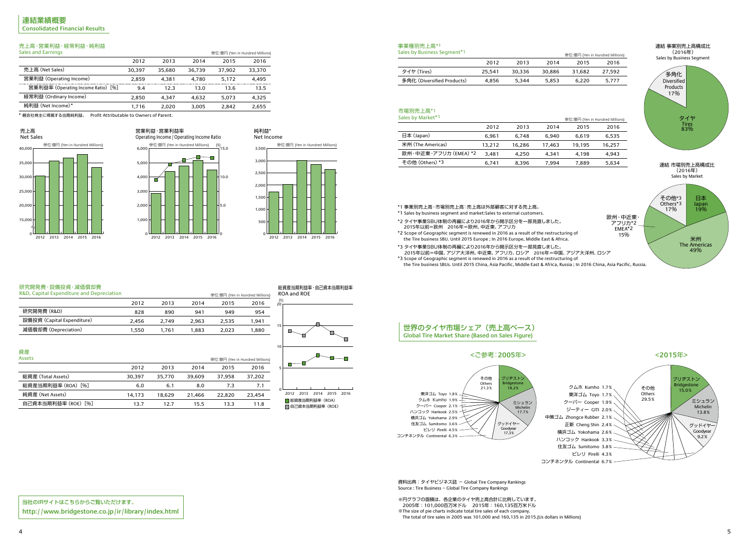# 連結業績概要
Consolidated Financial Results

## 売上高・営業利益・経常利益・純利益
Sales and Earnings

単位:億円 (Yen in Hundred Millions)

| | 2012 | 2013 | 2014 | 2015 | 2016 |
|---|---|---|---|---|---|
| 売上高 (Net Sales) | 30,397 | 35,680 | 36,739 | 37,902 | 33,370 |
| 営業利益 (Operating Income) | 2,859 | 4,381 | 4,780 | 5,172 | 4,495 |
| 営業利益率 (Operating Income Ratio) [%] | 9.4 | 12.3 | 13.0 | 13.6 | 13.5 |
| 経常利益 (Ordinary Income) | 2,850 | 4,347 | 4,632 | 5,073 | 4,325 |
| 純利益 (Net Income)* | 1,716 | 2,020 | 3,005 | 2,842 | 2,655 |

\* 親会社株主に帰属する当期純利益。 Profit Attributable to Owners of Parent.

売上高 Net Sales

営業利益・営業利益率 Operating Income / Operating Income Ratio

純利益* Net Income

## 研究開発費・設備投資・減価償却費
R&D, Capital Expenditure and Depreciation

単位:億円 (Yen in Hundred Millions)

| | 2012 | 2013 | 2014 | 2015 | 2016 |
|---|---|---|---|---|---|
| 研究開発費 (R&D) | 828 | 890 | 941 | 949 | 954 |
| 設備投資 (Capital Expenditure) | 2,456 | 2,749 | 2,963 | 2,535 | 1,941 |
| 減価償却費 (Depreciation) | 1,550 | 1,761 | 1,883 | 2,023 | 1,880 |

## 資産
Assets

単位:億円 (Yen in Hundred Millions)

| | 2012 | 2013 | 2014 | 2015 | 2016 |
|---|---|---|---|---|---|
| 総資産 (Total Assets) | 30,397 | 35,770 | 39,609 | 37,958 | 37,202 |
| 総資産当期利益率 (ROA) [%] | 6.0 | 6.1 | 8.0 | 7.3 | 7.1 |
| 純資産 (Net Assets) | 14,173 | 18,629 | 21,466 | 22,820 | 23,454 |
| 自己資本当期利益率 (ROE) [%] | 13.7 | 12.7 | 15.5 | 13.3 | 11.8 |

総資産当期利益率・自己資本当期利益率 ROA and ROE

■ 総資産当期利益率 (ROA) ■ 自己資本当期利益率 (ROE)

当社のIRサイトはこちらからご覧いただけます。
http://www.bridgestone.co.jp/ir/library/index.html

## 事業種別売上高*1
Sales by Business Segment*1

単位:億円 (Yen in Hundred Millions)

| | 2012 | 2013 | 2014 | 2015 | 2016 |
|---|---|---|---|---|---|
| タイヤ (Tires) | 25,541 | 30,336 | 30,886 | 31,682 | 27,592 |
| 多角化 (Diversified Products) | 4,856 | 5,344 | 5,853 | 6,220 | 5,777 |

連結 事業別売上高構成比 (2016年) Sales by Business Segment

タイヤ Tires 83%、多角化 Diversified Products 17%

## 市場別売上高*1
Sales by Market*1

単位:億円 (Yen in Hundred Millions)

| | 2012 | 2013 | 2014 | 2015 | 2016 |
|---|---|---|---|---|---|
| 日本 (Japan) | 6,961 | 6,748 | 6,940 | 6,619 | 6,535 |
| 米州 (The Americas) | 13,212 | 16,286 | 17,463 | 19,195 | 16,257 |
| 欧州・中近東・アフリカ (EMEA) *2 | 3,481 | 4,250 | 4,341 | 4,198 | 4,943 |
| その他 (Others) *3 | 6,741 | 8,396 | 7,994 | 7,889 | 5,634 |

連結 市場別売上高構成比 (2016年) Sales by Market

日本 Japan 19%、米州 The Americas 49%、欧州・中近東・アフリカ*2 EMEA*2 15%、その他*3 Others*3 17%

\*1 事業別売上高・市場別売上高:売上高は外部顧客に対する売上高。
\*1 Sales by business segment and market:Sales to external customers.

\*2 タイヤ事業SBU体制の再編により2016年から開示区分を一部見直しました。
2015年以前=欧州 2016年=欧州、中近東、アフリカ
\*2 Scope of Geographic segment is renewed in 2016 as a result of the restructuring of the Tire business SBU. Until 2015 Europe ; In 2016 Europe, Middle East & Africa.

\*3 タイヤ事業SBU体制の再編により2016年から開示区分を一部見直しました。
2015年以前=中国、アジア大洋州、中近東、アフリカ、ロシア 2016年=中国、アジア大洋州、ロシア
\*3 Scope of Geographic segment is renewed in 2016 as a result of the restructuring of the Tire business SBUs. Until 2015 China, Asia Pacific, Middle East & Africa, Russia ; In 2016 China, Asia Pacific, Russia.

## 世界のタイヤ市場シェア(売上高ベース)
Global Tire Market Share (Based on Sales Figure)

<ご参考:2005年>

| 企業 | シェア |
|---|---|
| ブリヂストン Bridgestone | 18.2% |
| ミシュラン Michelin | 17.7% |
| グッドイヤー Goodyear | 17.3% |
| コンチネンタル Continental | 6.3% |
| ピレリ Pirelli | 4.5% |
| 住友ゴム Sumitomo | 3.6% |
| 横浜ゴム Yokohama | 2.9% |
| ハンコック Hankook | 2.5% |
| クーパー Cooper | 2.1% |
| クムホ Kumho | 1.9% |
| 東洋ゴム Toyo | 1.8% |
| その他 Others | 21.3% |

<2015年>

| 企業 | シェア |
|---|---|
| ブリヂストン Bridgestone | 15.0% |
| ミシュラン Michelin | 13.8% |
| グッドイヤー Goodyear | 9.2% |
| コンチネンタル Continental | 6.7% |
| ピレリ Pirelli | 4.3% |
| 住友ゴム Sumitomo | 3.8% |
| ハンコック Hankook | 3.3% |
| 横浜ゴム Yokohama | 2.6% |
| 正新 Cheng Shin | 2.4% |
| 中策ゴム Zhongce Rubber | 2.1% |
| ジーティー GITI | 2.0% |
| クーパー Cooper | 1.9% |
| 東洋ゴム Toyo | 1.7% |
| クムホ Kumho | 1.7% |
| その他 Others | 29.5% |

資料出典:タイヤビジネス誌 ― Global Tire Company Rankings
Source : Tire Business ― Global Tire Company Rankings

※円グラフの面積は、各企業のタイヤ売上高合計に比例しています。
2005年:101,000百万米ドル 2015年:160,135百万米ドル
※The size of pie charts indicate total tire sales of each company.
The total of tire sales in 2005 was 101,000 and 160,135 in 2015.(Us dollars in Millions)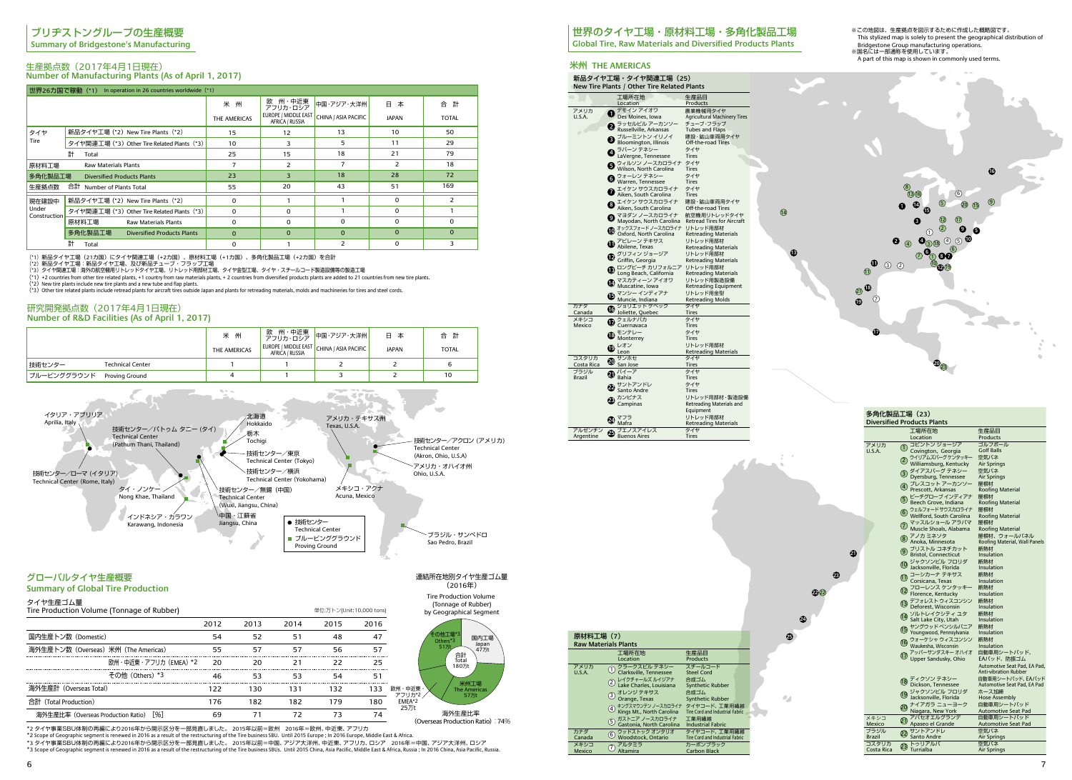# ブリヂストングループの生産概要
## Summary of Bridgestone's Manufacturing

### 生産拠点数（2017年4月1日現在）
### Number of Manufacturing Plants (As of April 1, 2017)

世界26カ国で稼動（*1） In operation in 26 countries worldwide（*1）

| | | 米州 THE AMERICAS | 欧州・中近東・アフリカ・ロシア EUROPE / MIDDLE EAST AFRICA / RUSSIA | 中国・アジア・大洋州 CHINA / ASIA PACIFIC | 日本 JAPAN | 合計 TOTAL |
|---|---|---|---|---|---|---|
| タイヤ Tire | 新品タイヤ工場（*2） New Tire Plants（*2） | 15 | 12 | 13 | 10 | 50 |
| | タイヤ関連工場（*3） Other Tire Related Plants（*3） | 10 | 3 | 5 | 11 | 29 |
| | 計 Total | 25 | 15 | 18 | 21 | 79 |
| 原材料工場 | Raw Materials Plants | 7 | 2 | 7 | 2 | 18 |
| 多角化製品工場 | Diversified Products Plants | 23 | 3 | 18 | 28 | 72 |
| 生産拠点数 | 合計 Number of Plants Total | 55 | 20 | 43 | 51 | 169 |
| 現在建設中 Under Construction | 新品タイヤ工場（*2） New Tire Plants（*2） | 0 | 1 | 1 | 0 | 2 |
| | タイヤ関連工場（*3） Other Tire Related Plants（*3） | 0 | 0 | 1 | 0 | 1 |
| | 原材料工場 Raw Materials Plants | 0 | 0 | 0 | 0 | 0 |
| | 多角化製品工場 Diversified Products Plants | 0 | 0 | 0 | 0 | 0 |
| | 計 Total | 0 | 1 | 2 | 0 | 3 |

（*1）新品タイヤ工場（21カ国）にタイヤ関連工場（+2カ国）、原材料工場（+1カ国）、多角化製品工場（+2カ国）を合計
（*2）新品タイヤ工場：新品タイヤ工場、及び新品チューブ・フラップ工場
（*3）タイヤ関連工場：海外の航空機用リトレッドタイヤ工場、リトレッド用部材工場、タイヤ金型工場、タイヤ・スチールコード製造設備等の製造工場
（*1）+2 countries from other tire related plants, +1 country from raw materials plants, + 2 countries from diversified products plants are added to 21 countries from new tire plants.
（*2）New tire plants include new tires plants and a new tube and flap plants.
（*3）Other tire related plants include retread plants for aircraft tires outside Japan and plants for retreading materials, molds and machineries for tires and steel cords.

### 研究開発拠点数（2017年4月1日現在）
### Number of R&D Facilities (As of April 1, 2017)

| | 米州 THE AMERICAS | 欧州・中近東・アフリカ・ロシア EUROPE / MIDDLE EAST AFRICA / RUSSIA | 中国・アジア・大洋州 CHINA / ASIA PACIFIC | 日本 JAPAN | 合計 TOTAL |
|---|---|---|---|---|---|
| 技術センター Technical Center | 1 | 1 | 2 | 2 | 6 |
| プルービンググラウンド Proving Ground | 4 | 1 | 3 | 2 | 10 |

● 技術センター Technical Center
■ プルービンググラウンド Proving Ground

- イタリア・アプリリア Aprilia, Italy
- 技術センター／ローマ（イタリア） Technical Center (Rome, Italy)
- 技術センター／パトゥム タニー（タイ） Technical Center (Pathum Thani, Thailand)
- タイ・ノンケー Nong Khae, Thailand
- インドネシア・カラワン Karawang, Indonesia
- 北海道 Hokkaido
- 栃木 Tochigi
- 技術センター／東京 Technical Center (Tokyo)
- 技術センター／横浜 Technical Center (Yokohama)
- 技術センター／無錫（中国） Technical Center (Wuxi, Jiangsu, China)
- 中国・江蘇省 Jiangsu, China
- アメリカ・テキサス州 Texas, U.S.A.
- 技術センター／アクロン（アメリカ） Technical Center (Akron, Ohio, U.S.A)
- アメリカ・オハイオ州 Ohio, U.S.A.
- メキシコ・アクナ Acuna, Mexico
- ブラジル・サンペドロ Sao Pedro, Brazil

## グローバルタイヤ生産概要
## Summary of Global Tire Production

### タイヤ生産ゴム量
### Tire Production Volume (Tonnage of Rubber)

単位:万トン(Unit:10,000 tons)

| | 2012 | 2013 | 2014 | 2015 | 2016 |
|---|---|---|---|---|---|
| 国内生産トン数（Domestic） | 54 | 52 | 51 | 48 | 47 |
| 海外生産トン数（Overseas） 米州（The Americas） | 55 | 57 | 57 | 56 | 57 |
| 欧州・中近東・アフリカ（EMEA）*2 | 20 | 20 | 21 | 22 | 25 |
| その他（Others）*3 | 46 | 53 | 53 | 54 | 51 |
| 海外生産計（Overseas Total） | 122 | 130 | 131 | 132 | 133 |
| 合計（Total Production） | 176 | 182 | 182 | 179 | 180 |
| 海外生産比率（Overseas Production Ratio）[%] | 69 | 71 | 72 | 73 | 74 |

連結所在地別タイヤ生産ゴム量（2016年）
Tire Production Volume (Tonnage of Rubber) by Geographical Segment

- 国内工場 Japan 47万t
- 米州工場 The Americas 57万t
- 欧州・中近東・アフリカ*2 EMEA*2 25万t
- その他工場*3 Others*3 51万t
- 合計 Total 180万t

海外生産比率 (Overseas Production Ratio)：74%

*2 タイヤ事業SBU体制の再編により2016年から開示区分を一部見直しました。 2015年以前＝欧州　2016年＝欧州、中近東、アフリカ
*2 Scope of Geographic segment is renewed in 2016 as a result of the restructuring of the Tire business SBU. Until 2015 Europe ; In 2016 Europe, Middle East & Africa.
*3 タイヤ事業SBU体制の再編により2016年から開示区分を一部見直しました。 2015年以前＝中国、アジア大洋州、中近東、アフリカ、ロシア　2016年＝中国、アジア大洋州、ロシア
*3 Scope of Geographic segment is renewed in 2016 as a result of the restructuring of the Tire business SBUs. Until 2015 China, Asia Pacific, Middle East & Africa, Russia ; In 2016 China, Asia Pacific, Russia.

# 世界のタイヤ工場・原材料工場・多角化製品工場
## Global Tire, Raw Materials and Diversified Products Plants

※この地図は、生産拠点を図示するために作成した概略図です。
This stylized map is solely to present the geographical distribution of Bridgestone Group manufacturing operations.
※国名には一部通称を使用しています。
A part of this map is shown in commonly used terms.

## 米州 THE AMERICAS

### 新品タイヤ工場・タイヤ関連工場（25）
### New Tire Plants / Other Tire Related Plants

| | | 工場所在地 Location | 生産品目 Products |
|---|---|---|---|
| アメリカ U.S.A. | 1 | デモイン アイオワ Des Moines, Iowa | 農業機械用タイヤ Agricultural Machinery Tires |
| | 2 | ラッセルビル アーカンソー Russellville, Arkansas | チューブ・フラップ Tubes and Flaps |
| | 3 | ブルーミントン イリノイ Bloomington, Illinois | 建設・鉱山車両用タイヤ Off-the-road Tires |
| | 4 | ラバーン テネシー LaVergne, Tennessee | タイヤ Tires |
| | 5 | ウィルソン ノースカロライナ Wilson, North Carolina | タイヤ Tires |
| | 6 | ウォーレン テネシー Warren, Tennessee | タイヤ Tires |
| | 7 | エイケン サウスカロライナ Aiken, South Carolina | タイヤ Tires |
| | 8 | エイケン サウスカロライナ Aiken, South Carolina | 建設・鉱山車両用タイヤ Off-the-road Tires |
| | 9 | マヨダン ノースカロライナ Mayodan, North Carolina | 航空機用リトレッドタイヤ Retread Tires for Aircraft |
| | 10 | オックスフォード ノースカロライナ Oxford, North Carolina | リトレッド用部材 Retreading Materials |
| | 11 | アビリーン テキサス Abilene, Texas | リトレッド用部材 Retreading Materials |
| | 12 | グリフィン ジョージア Griffin, Georgia | リトレッド用部材 Retreading Materials |
| | 13 | ロングビーチ カリフォルニア Long Beach, California | リトレッド用部材 Retreading Materials |
| | 14 | マスカティーン アイオワ Muscatine, Iowa | リトレッド用製造設備 Retreading Equipment |
| | 15 | マンシー インディアナ Muncie, Indiana | リトレッド用金型 Retreading Molds |
| カナダ Canada | 16 | ジョリエット ケベック Joliette, Quebec | タイヤ Tires |
| メキシコ Mexico | 17 | クエルナバカ Cuernavaca | タイヤ Tires |
| | 18 | モンテレー Monterrey | タイヤ Tires |
| | 19 | レオン Leon | リトレッド用部材 Retreading Materials |
| コスタリカ Costa Rica | 20 | サンホセ San Jose | タイヤ Tires |
| ブラジル Brazil | 21 | バイーア Bahia | タイヤ Tires |
| | 22 | サントアンドレ Santo Andre | タイヤ Tires |
| | 23 | カンピナス Campinas | リトレッド用部材・製造設備 Retreading Materials and Equipment |
| | 24 | マフラ Mafra | リトレッド用部材 Retreading Materials |
| アルゼンチン Argentine | 25 | ブエノスアイレス Buenos Aires | タイヤ Tires |

### 原材料工場（7）
### Raw Materials Plants

| | | 工場所在地 Location | 生産品目 Products |
|---|---|---|---|
| アメリカ U.S.A. | 1 | クラークスビル テネシー Clarksville, Tennessee | スチールコード Steel Cord |
| | 2 | レイクチャールズ ルイジアナ Lake Charles, Louisiana | 合成ゴム Synthetic Rubber |
| | 3 | オレンジ テキサス Orange, Texas | 合成ゴム Synthetic Rubber |
| | 4 | キングスマウンテン ノースカロライナ Kings Mt., North Carolina | タイヤコード、工業用繊維 Tire Cord and Industrial Fabric |
| | 5 | ガストニア ノースカロライナ Gastonia, North Carolina | 工業用繊維 Industrial Fabric |
| カナダ Canada | 6 | ウッドストック オンタリオ Woodstock, Ontario | タイヤコード、工業用繊維 Tire Cord and Industrial Fabric |
| メキシコ Mexico | 7 | アルタミラ Altamira | カーボンブラック Carbon Black |

### 多角化製品工場（23）
### Diversified Products Plants

| | | 工場所在地 Location | 生産品目 Products |
|---|---|---|---|
| アメリカ U.S.A. | 1 | コビントン ジョージア Covington, Georgia | ゴルフボール Golf Balls |
| | 2 | ウィリアムズバーグ ケンタッキー Williamsburg, Kentucky | 空気バネ Air Springs |
| | 3 | ダイアスバーグ テネシー Dyersburg, Tennessee | 空気バネ Air Springs |
| | 4 | プレスコット アーカンソー Prescott, Arkansas | 屋根材 Roofing Material |
| | 5 | ビーチグローブ インディアナ Beech Grove, Indiana | 屋根材 Roofing Material |
| | 6 | ウェルフォード サウスカロライナ Wellford, South Carolina | 屋根材 Roofing Material |
| | 7 | マッスルショール アラバマ Muscle Shoals, Alabama | 屋根材 Roofing Material |
| | 8 | アノカ ミネソタ Anoka, Minnesota | 屋根材、ウォールパネル Roofing Material, Wall Panels |
| | 9 | ブリストル コネチカット Bristol, Connecticut | 断熱材 Insulation |
| | 10 | ジャクソンビル フロリダ Jacksonville, Florida | 断熱材 Insulation |
| | 11 | コーシカーナ テキサス Corsicana, Texas | 断熱材 Insulation |
| | 12 | フローレンス ケンタッキー Florence, Kentucky | 断熱材 Insulation |
| | 13 | デフォレスト ウィスコンシン Deforest, Wisconsin | 断熱材 Insulation |
| | 14 | ソルトレイクシティ ユタ Salt Lake City, Utah | 断熱材 Insulation |
| | 15 | ヤングウッド ペンシルバニア Youngwood, Pennsylvania | 断熱材 Insulation |
| | 16 | ウォーケシャ ウィスコンシン Waukesha, Wisconsin | 断熱材 Insulation |
| | 17 | アッパーサンダスキー オハイオ Upper Sandusky, Ohio | 自動車用シートパッド、EAパッド、防振ゴム Automotive Seat Pad, EA Pad, Anti-vibration Rubber |
| | 18 | ディクソン テネシー Dickson, Tennessee | 自動車用シートパッド、EAパッド Automotive Seat Pad, EA Pad |
| | 19 | ジャクソンビル フロリダ Jacksonville, Florida | ホース加締 Hose Assembly |
| | 20 | ナイアガラ ニューヨーク Niagara, New York | 自動車用シートパッド Automotive Seat Pad |
| メキシコ Mexico | 21 | アパセオエルグランデ Apaseo el Grande | 自動車用シートパッド Automotive Seat Pad |
| ブラジル Brazil | 22 | サントアンドレ Santo Andre | 空気バネ Air Springs |
| コスタリカ Costa Rica | 23 | トゥリアルバ Turrialba | 空気バネ Air Springs |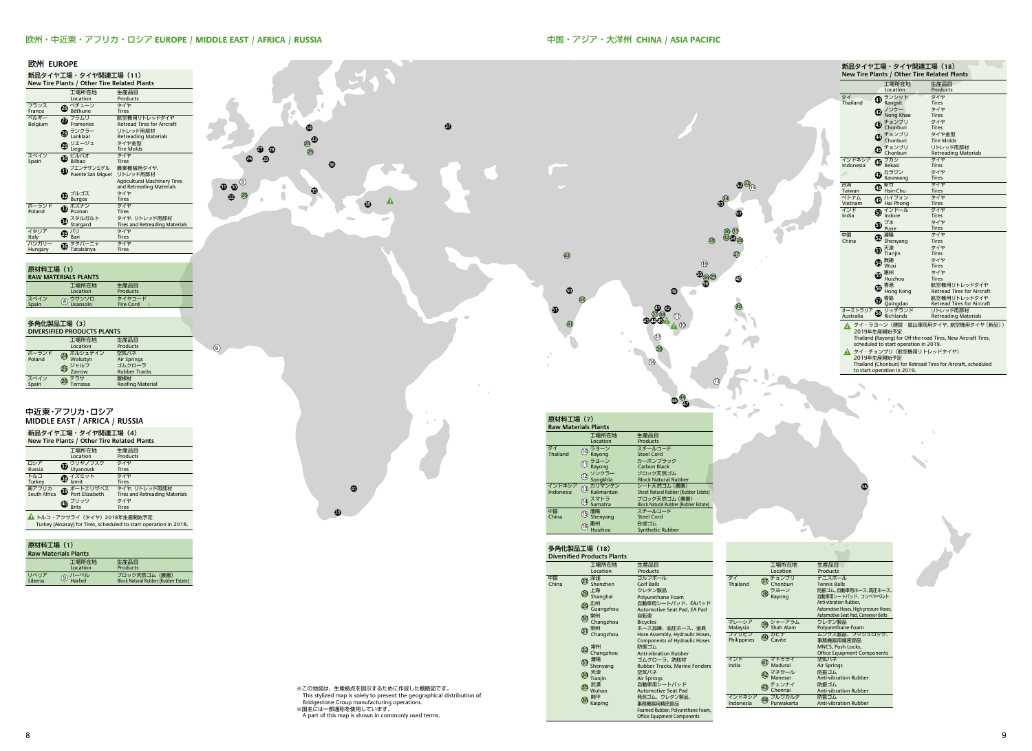## 欧州・中近東・アフリカ・ロシア EUROPE / MIDDLE EAST / AFRICA / RUSSIA

### 欧州 EUROPE

#### 新品タイヤ工場・タイヤ関連工場（11） New Tire Plants / Other Tire Related Plants

| | 工場所在地 Location | 生産品目 Products |
|---|---|---|
| フランス France | 26 ベチューン Béthune | タイヤ Tires |
| ベルギー Belgium | 27 フラムリ Frameries | 航空機用リトレッドタイヤ Retread Tires for Aircraft |
| | 28 ランクラー Lanklaar | リトレッド用部材 Retreading Materials |
| | 29 リエージュ Liege | タイヤ金型 Tire Molds |
| スペイン Spain | 30 ビルバオ Bilbao | タイヤ Tires |
| | 31 プエンテサンミゲル Puente San Miguel | 農業機械用タイヤ、リトレッド用部材 Agricultural Machinery Tires and Retreading Materials |
| | 32 ブルゴス Burgos | タイヤ Tires |
| ポーランド Poland | 33 ポズナン Poznan | タイヤ Tires |
| | 34 スタルガルト Stargard | タイヤ、リトレッド用部材 Tires and Retreading Materials |
| イタリア Italy | 35 バリ Bari | タイヤ Tires |
| ハンガリー Hungary | 36 タタバーニャ Tatabánya | タイヤ Tires |

#### 原材料工場（1） RAW MATERIALS PLANTS

| | 工場所在地 Location | 生産品目 Products |
|---|---|---|
| スペイン Spain | 8 ウサンソロ Usansolo | タイヤコード Tire Cord |

#### 多角化製品工場（3） DIVERSIFIED PRODUCTS PLANTS

| | 工場所在地 Location | 生産品目 Products |
|---|---|---|
| ポーランド Poland | 24 ボルシュティン Wolsztyn | 空気バネ Air Springs |
| | 25 ジャルフ Zarrow | ゴムクローラ Rubber Tracks |
| スペイン Spain | 26 テラサ Terrassa | 屋根材 Roofing Material |

### 中近東・アフリカ・ロシア MIDDLE EAST / AFRICA / RUSSIA

#### 新品タイヤ工場・タイヤ関連工場（4） New Tire Plants / Other Tire Related Plants

| | 工場所在地 Location | 生産品目 Products |
|---|---|---|
| ロシア Russia | 37 ウリヤノフスク Ulyanovsk | タイヤ Tires |
| トルコ Turkey | 38 イズミット Izmit | タイヤ Tires |
| 南アフリカ South Africa | 39 ポートエリザベス Port Elizabeth | タイヤ、リトレッド用部材 Tires and Retreading Materials |
| | 40 ブリッツ Brits | タイヤ Tires |

トルコ・アクサライ（タイヤ）2018年生産開始予定
Turkey (Aksaray) for Tires, scheduled to start operation in 2018.

#### 原材料工場（1） Raw Materials Plants

| | 工場所在地 Location | 生産品目 Products |
|---|---|---|
| リベリア Liberia | 9 ハーベル Harbel | ブロック天然ゴム（農園） Block Natural Rubber (Rubber Estate) |

## 中国・アジア・大洋州 CHINA / ASIA PACIFIC

#### 新品タイヤ工場・タイヤ関連工場（18） New Tire Plants / Other Tire Related Plants

| | 工場所在地 Location | 生産品目 Products |
|---|---|---|
| タイ Thailand | 41 ランシット Rangsit | タイヤ Tires |
| | 42 ノンケー Nong Khae | タイヤ Tires |
| | 43 チョンブリ Chonburi | タイヤ Tires |
| | 44 チョンブリ Chonburi | タイヤ金型 Tire Molds |
| | 45 チョンブリ Chonburi | リトレッド用部材 Retreading Materials |
| インドネシア Indonesia | 46 ブカシ Bekasi | タイヤ Tires |
| | 47 カラワン Karawang | タイヤ Tires |
| 台湾 Taiwan | 48 新竹 Hsin-Chu | タイヤ Tires |
| ベトナム Vietnam | 49 ハイフォン Hai Phong | タイヤ Tires |
| インド India | 50 インドール Indore | タイヤ Tires |
| | 51 プネ Pune | タイヤ Tires |
| 中国 China | 52 瀋陽 Shenyang | タイヤ Tires |
| | 53 天津 Tianjin | タイヤ Tires |
| | 54 無錫 Wuxi | タイヤ Tires |
| | 55 恵州 Huizhou | タイヤ Tires |
| | 56 香港 Hong Kong | 航空機用リトレッドタイヤ Retread Tires for Aircraft |
| | 57 青島 Quingdao | 航空機用リトレッドタイヤ Retread Tires for Aircraft |
| オーストラリア Australia | 58 リッチランド Richlands | リトレッド用部材 Retreading Materials |

タイ・ラヨーン（建設・鉱山車両用タイヤ、航空機用タイヤ（新品））2019年生産開始予定
Thailand (Rayong) for Off-the-road Tires, New Aircraft Tires, scheduled to start operation in 2019.

タイ・チョンブリ（航空機用リトレッドタイヤ）2019年生産開始予定
Thailand (Chonburi) for Retread Tires for Aircraft, scheduled to start operation in 2019.

#### 原材料工場（7） Raw Materials Plants

| | 工場所在地 Location | 生産品目 Products |
|---|---|---|
| タイ Thailand | 10 ラヨーン Rayong | スチールコード Steel Cord |
| | 11 ラヨーン Rayong | カーボンブラック Carbon Black |
| | 12 ソンクラー Songkhla | ブロック天然ゴム Block Natural Rubber |
| インドネシア Indonesia | 13 カリマンタン Kalimantan | シート天然ゴム（農園） Sheet Natural Rubber (Rubber Estate) |
| | 14 スマトラ Sumatra | ブロック天然ゴム（農園） Block Natural Rubber (Rubber Estate) |
| 中国 China | 15 瀋陽 Shenyang | スチールコード Steel Cord |
| | 16 恵州 Huizhou | 合成ゴム Synthetic Rubber |

#### 多角化製品工場（18） Diversified Products Plants

| | 工場所在地 Location | 生産品目 Products |
|---|---|---|
| 中国 China | 27 深圳 Shenzhen | ゴルフボール Golf Balls |
| | 28 上海 Shanghai | ウレタン製品 Polyurethane Foam |
| | 29 広州 Guangzhou | 自動車用シートパッド、EAパッド Automotive Seat Pad, EA Pad |
| | 30 常州 Changzhou | 自転車 Bicycles |
| | 31 常州 Changzhou | ホース加締、油圧ホース、金具 Hose Assembly, Hydraulic Hoses, Components of Hydraulic Hoses |
| | 32 常州 Changzhou | 防振ゴム Anti-vibration Rubber |
| | 33 瀋陽 Shenyang | ゴムクローラ、防舷材 Rubber Tracks, Marine Fenders |
| | 34 天津 Tianjin | 空気バネ Air Springs |
| | 35 武漢 Wuhan | 自動車用シートパッド Automotive Seat Pad |
| | 36 開平 Kaiping | 発泡ゴム、ウレタン製品、事務機器用精密部品 Foamed Rubber, Polyurethane Foam, Office Equipment Components |
| タイ Thailand | 37 チョンブリ Chonburi | テニスボール Tennis Balls |
| | 38 ラヨーン Rayong | 防振ゴム、自動車用ホース、高圧ホース、自動車用シートパッド、コンベヤベルト Anti-vibration Rubber, Automotive Hoses, High-pressure Hoses, Automotive Seat Pad, Conveyor Belts |
| マレーシア Malaysia | 39 シャーアラム Shah Alam | ウレタン製品 Polyurethane Foam |
| フィリピン Philippines | 40 カビテ Cavite | ムンクス製品、プッシュロック、事務機器用精密部品 MNCS, Push Locks, Office Equipment Components |
| インド India | 41 マドゥライ Madurai | 空気バネ Air Springs |
| | 42 マネサール Manesar | 防振ゴム Anti-vibration Rubber |
| | 43 チェンナイ Chennai | 防振ゴム Anti-vibration Rubber |
| インドネシア Indonesia | 44 プルワカルタ Purwakarta | 防振ゴム Anti-vibration Rubber |

※この地図は、生産拠点を図示するために作成した概略図です。
This stylized map is solely to present the geographical distribution of Bridgestone Group manufacturing operations.
※国名には一部通称を使用しています。
A part of this map is shown in commonly used terms.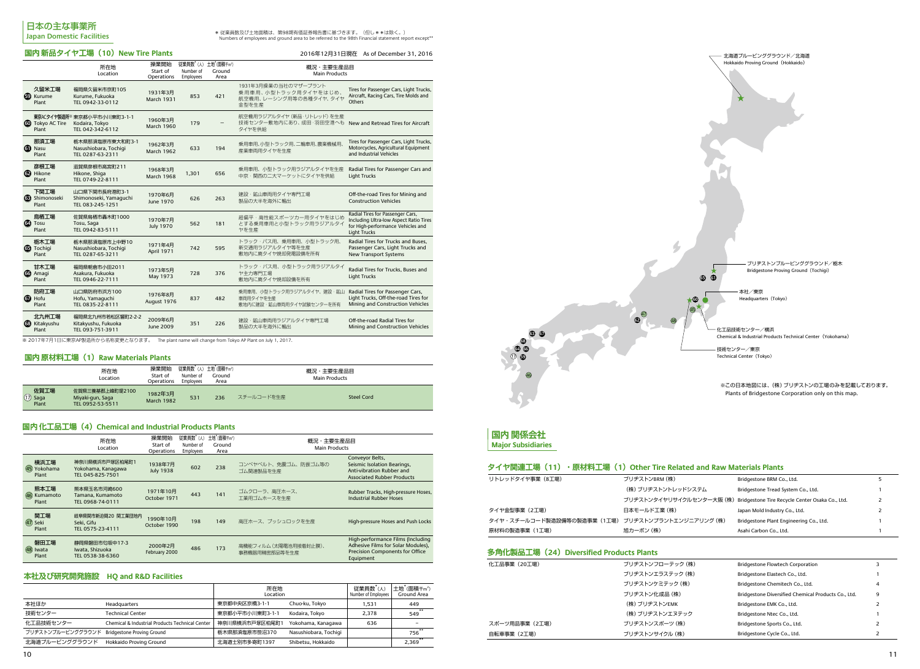# 日本の主な事業所
Japan Domestic Facilities

＊ 従業員数及び土地面積は、第98期有価証券報告書に基づきます。（但し＊＊は除く。）
Numbers of employees and ground area to be referred to the 98th Financial statement report except**

## 国内 新品タイヤ工場（10）New Tire Plants

2016年12月31日現在 As of December 31, 2016

| | 所在地 Location | 操業開始 Start of Operations | 従業員数*（人） Number of Employees | 土地*（面積千m²） Ground Area | 概況・主要生産品目 Main Products | |
|---|---|---|---|---|---|---|
| 59 久留米工場 Kurume Plant | 福岡県久留米市京町105 Kurume, Fukuoka TEL 0942-33-0112 | 1931年3月 March 1931 | 853 | 421 | 1931年3月操業の当社のマザープラント 乗用車用、小型トラック用タイヤをはじめ、航空機用、レーシング用等の各種タイヤ、タイヤ金型を生産 | Tires for Passenger Cars, Light Trucks, Aircraft, Racing Cars, Tire Molds and Others |
| 60 東京ACタイヤ製造所※ Tokyo AC Tire Plant | 東京都小平市小川東町3-1-1 Kodaira, Tokyo TEL 042-342-6112 | 1960年3月 March 1960 | 179 | – | 航空機用ラジアルタイヤ（新品・リトレッド）を生産 技術センター敷地内にあり、成田・羽田空港へもタイヤを供給 | New and Retread Tires for Aircraft |
| 61 那須工場 Nasu Plant | 栃木県那須塩原市東大和町3-1 Nasushiobara, Tochigi TEL 0287-63-2311 | 1962年3月 March 1962 | 633 | 194 | 乗用車用、小型トラック用、二輪車用、農業機械用、産業車両用タイヤを生産 | Tires for Passenger Cars, Light Trucks, Motorcycles, Agricultural Equipment and Industrial Vehicles |
| 62 彦根工場 Hikone Plant | 滋賀県彦根市高宮町211 Hikone, Shiga TEL 0749-22-8111 | 1968年3月 March 1968 | 1,301 | 656 | 乗用車用、小型トラック用ラジアルタイヤを生産 中京・関西の二大マーケットにタイヤを供給 | Radial Tires for Passenger Cars and Light Trucks |
| 63 下関工場 Shimonoseki Plant | 山口県下関市長府港町3-1 Shimonoseki, Yamaguchi TEL 083-245-1251 | 1970年6月 June 1970 | 626 | 263 | 建設・鉱山車両用タイヤ専門工場 製品の大半を海外に輸出 | Off-the-road Tires for Mining and Construction Vehicles |
| 64 鳥栖工場 Tosu Plant | 佐賀県鳥栖市轟木町1000 Tosu, Saga TEL 0942-83-5111 | 1970年7月 July 1970 | 562 | 181 | 超偏平・高性能スポーツカー用タイヤをはじめとする乗用車用と小型トラック用ラジアルタイヤを生産 | Radial Tires for Passenger Cars, Including Ultra-low Aspect Ratio Tires for High-performance Vehicles and Light Trucks |
| 65 栃木工場 Tochigi Plant | 栃木県那須塩原市上中野10 Nasushiobara, Tochigi TEL 0287-65-3211 | 1971年4月 April 1971 | 742 | 595 | トラック・バス用、乗用車用、小型トラック用、新交通用ラジアルタイヤ等を生産 敷地内に廃タイヤ焼却発電設備を所有 | Radial Tires for Trucks and Buses, Passenger Cars, Light Trucks and New Transport Systems |
| 66 甘木工場 Amagi Plant | 福岡県朝倉市小田2011 Asakura, Fukuoka TEL 0946-22-7111 | 1973年5月 May 1973 | 728 | 376 | トラック・バス用、小型トラック用ラジアルタイヤ主力専門工場 敷地内に廃タイヤ焼却設備を所有 | Radial Tires for Trucks, Buses and Light Trucks |
| 67 防府工場 Hofu Plant | 山口県防府市浜方100 Hofu, Yamaguchi TEL 0835-22-8111 | 1976年8月 August 1976 | 837 | 482 | 乗用車用、小型トラック用ラジアルタイヤ、建設・鉱山車両用タイヤを生産 敷地内に建設・鉱山車両用タイヤ試験センターを所有 | Radial Tires for Passenger Cars, Light Trucks, Off-the-road Tires for Mining and Construction Vehicles |
| 68 北九州工場 Kitakyushu Plant | 福岡県北九州市若松区響町2-2-2 Kitakyushu, Fukuoka TEL 093-751-3911 | 2009年6月 June 2009 | 351 | 226 | 建設・鉱山車両用ラジアルタイヤ専門工場 製品の大半を海外に輸出 | Off-the-road Radial Tires for Mining and Construction Vehicles |

※ 2017年7月1日に東京AP製造所から名称変更となります。 The plant name will change from Tokyo AP Plant on July 1, 2017.

## 国内 原材料工場（1）Raw Materials Plants

| | 所在地 Location | 操業開始 Start of Operations | 従業員数*（人） Number of Employees | 土地*（面積千m²） Ground Area | 概況・主要生産品目 Main Products | |
|---|---|---|---|---|---|---|
| 17 佐賀工場 Saga Plant | 佐賀県三養基郡上峰町堤2100 Miyaki-gun, Saga TEL 0952-53-5511 | 1982年3月 March 1982 | 531 | 236 | スチールコードを生産 | Steel Cord |

## 国内 化工品工場（4）Chemical and Industrial Products Plants

| | 所在地 Location | 操業開始 Start of Operations | 従業員数*（人） Number of Employees | 土地*（面積千m²） Ground Area | 概況・主要生産品目 Main Products | |
|---|---|---|---|---|---|---|
| 45 横浜工場 Yokohama Plant | 神奈川県横浜市戸塚区柏尾町1 Yokohama, Kanagawa TEL 045-825-7501 | 1938年7月 July 1938 | 602 | 238 | コンベヤベルト、免震ゴム、防振ゴム等のゴム関連製品を生産 | Conveyor Belts, Seismic Isolation Bearings, Anti-vibration Rubber and Associated Rubber Products |
| 46 熊本工場 Kumamoto Plant | 熊本県玉名市河崎600 Tamana, Kumamoto TEL 0968-74-0111 | 1971年10月 October 1971 | 443 | 141 | ゴムクローラ、高圧ホース、工業用ゴムホースを生産 | Rubber Tracks, High-pressure Hoses, Industrial Rubber Hoses |
| 47 関工場 Seki Plant | 岐阜県関市新迫間20 関工業団地内 Seki, Gifu TEL 0575-23-4111 | 1990年10月 October 1990 | 198 | 149 | 高圧ホース、プッシュロックを生産 | High-pressure Hoses and Push Locks |
| 48 磐田工場 Iwata Plant | 静岡県磐田市匂坂中17-3 Iwata, Shizuoka TEL 0538-38-6360 | 2000年2月 February 2000 | 486 | 173 | 高機能フィルム（太陽電池用接着封止膜）、事務機器用精密部品等を生産 | High-performance Films (Including Adhesive Films for Solar Modules), Precision Components for Office Equipment |

## 本社及び研究開発施設 HQ and R&D Facilities

| | | 所在地 Location | | 従業員数*（人） Number of Employees | 土地*（面積千m²） Ground Area |
|---|---|---|---|---|---|
| 本社ほか | Headquarters | 東京都中央区京橋3-1-1 | Chuo-ku, Tokyo | 1,531 | 449 |
| 技術センター | Technical Center | 東京都小平市小川東町3-1-1 | Kodaira, Tokyo | 2,378 | 549** |
| 化工品技術センター | Chemical & Industrial Products Technical Center | 神奈川県横浜市戸塚区柏尾町1 | Yokohama, Kanagawa | 636 | – |
| ブリヂストンプルービンググラウンド | Bridgestone Proving Ground | 栃木県那須塩原市笹沼370 | Nasushiobara, Tochigi | | 756** |
| 北海道プルービンググラウンド | Hokkaido Proving Ground | 北海道士別市多寄町1397 | Shibetsu, Hokkaido | | 2,369** |

北海道プルービンググラウンド／北海道 Hokkaido Proving Ground (Hokkaido)

ブリヂストンプルービンググラウンド／栃木 Bridgestone Proving Ground (Tochigi)

本社／東京 Headquarters (Tokyo)

化工品技術センター／横浜 Chemical & Industrial Products Technical Center (Yokohama)

技術センター／東京 Technical Center (Tokyo)

※この日本地図には、（株）ブリヂストンの工場のみを記載しております。
Plants of Bridgestone Corporation only on this map.

# 国内 関係会社
Major Subsidiaries

## タイヤ関連工場（11）・原材料工場（1）Other Tire Related and Raw Materials Plants

| | | | |
|---|---|---|---|
| リトレッドタイヤ事業（8工場） | ブリヂストンBRM（株） | Bridgestone BRM Co., Ltd. | 5 |
| | （株）ブリヂストントレッドシステム | Bridgestone Tread System Co., Ltd. | 1 |
| | ブリヂストンタイヤリサイクルセンター大阪（株） | Bridgestone Tire Recycle Center Osaka Co., Ltd. | 2 |
| タイヤ金型事業（2工場） | 日本モールド工業（株） | Japan Mold Industry Co., Ltd. | 2 |
| タイヤ・スチールコード製造設備等の製造事業（1工場） | ブリヂストンプラントエンジニアリング（株） | Bridgestone Plant Engineering Co., Ltd. | 1 |
| 原材料の製造事業（1工場） | 旭カーボン（株） | Asahi Carbon Co., Ltd. | 1 |

## 多角化製品工場（24）Diversified Products Plants

| | | | |
|---|---|---|---|
| 化工品事業（20工場） | ブリヂストンフローテック（株） | Bridgestone Flowtech Corporation | 3 |
| | ブリヂストンエラステック（株） | Bridgestone Elastech Co., Ltd. | 1 |
| | ブリヂストンケミテック（株） | Bridgestone Chemitech Co., Ltd. | 4 |
| | ブリヂストン化成品（株） | Bridgestone Diversified Chemical Products Co., Ltd. | 9 |
| | （株）ブリヂストンEMK | Bridgestone EMK Co., Ltd. | 2 |
| | （株）ブリヂストンエヌテック | Bridgestone Ntec Co., Ltd. | 1 |
| スポーツ用品事業（2工場） | ブリヂストンスポーツ（株） | Bridgestone Sports Co., Ltd. | 2 |
| 自転車事業（2工場） | ブリヂストンサイクル（株） | Bridgestone Cycle Co., Ltd. | 2 |